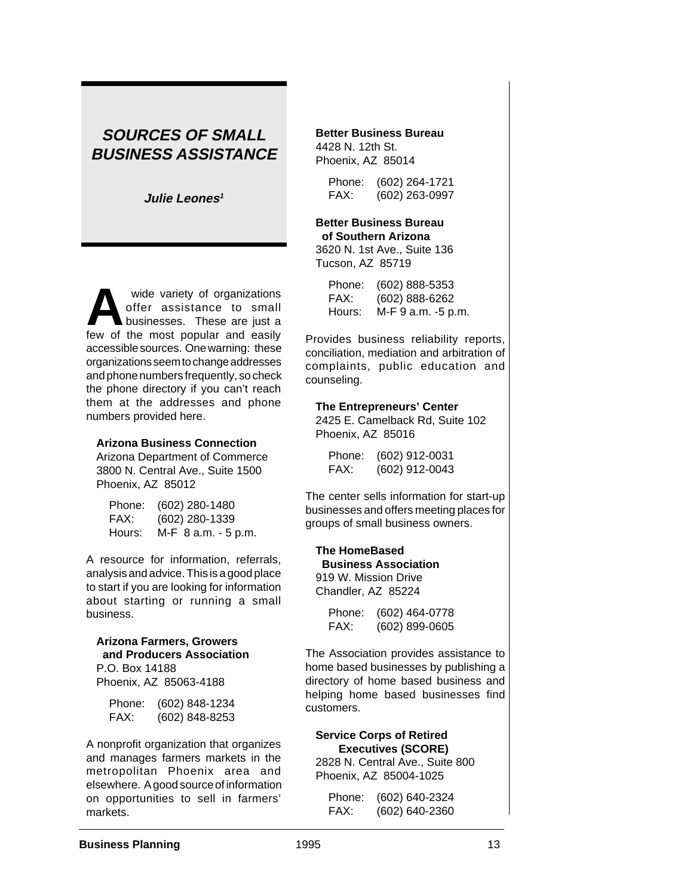# SOURCES OF SMALL BUSINESS ASSISTANCE

**Julie Leones[1]**

A wide variety of organizations offer assistance to small businesses. These are just a few of the most popular and easily accessible sources. One warning: these organizations seem to change addresses and phone numbers frequently, so check the phone directory if you can't reach them at the addresses and phone numbers provided here.

**Arizona Business Connection**
Arizona Department of Commerce
3800 N. Central Ave., Suite 1500
Phoenix, AZ 85012

Phone: (602) 280-1480
FAX: (602) 280-1339
Hours: M-F 8 a.m. - 5 p.m.

A resource for information, referrals, analysis and advice. This is a good place to start if you are looking for information about starting or running a small business.

**Arizona Farmers, Growers and Producers Association**
P.O. Box 14188
Phoenix, AZ 85063-4188

Phone: (602) 848-1234
FAX: (602) 848-8253

A nonprofit organization that organizes and manages farmers markets in the metropolitan Phoenix area and elsewhere. A good source of information on opportunities to sell in farmers' markets.

**Better Business Bureau**
4428 N. 12th St.
Phoenix, AZ 85014

Phone: (602) 264-1721
FAX: (602) 263-0997

**Better Business Bureau of Southern Arizona**
3620 N. 1st Ave., Suite 136
Tucson, AZ 85719

Phone: (602) 888-5353
FAX: (602) 888-6262
Hours: M-F 9 a.m. -5 p.m.

Provides business reliability reports, conciliation, mediation and arbitration of complaints, public education and counseling.

**The Entrepreneurs' Center**
2425 E. Camelback Rd, Suite 102
Phoenix, AZ 85016

Phone: (602) 912-0031
FAX: (602) 912-0043

The center sells information for start-up businesses and offers meeting places for groups of small business owners.

**The HomeBased Business Association**
919 W. Mission Drive
Chandler, AZ 85224

Phone: (602) 464-0778
FAX: (602) 899-0605

The Association provides assistance to home based businesses by publishing a directory of home based business and helping home based businesses find customers.

**Service Corps of Retired Executives (SCORE)**
2828 N. Central Ave., Suite 800
Phoenix, AZ 85004-1025

Phone: (602) 640-2324
FAX: (602) 640-2360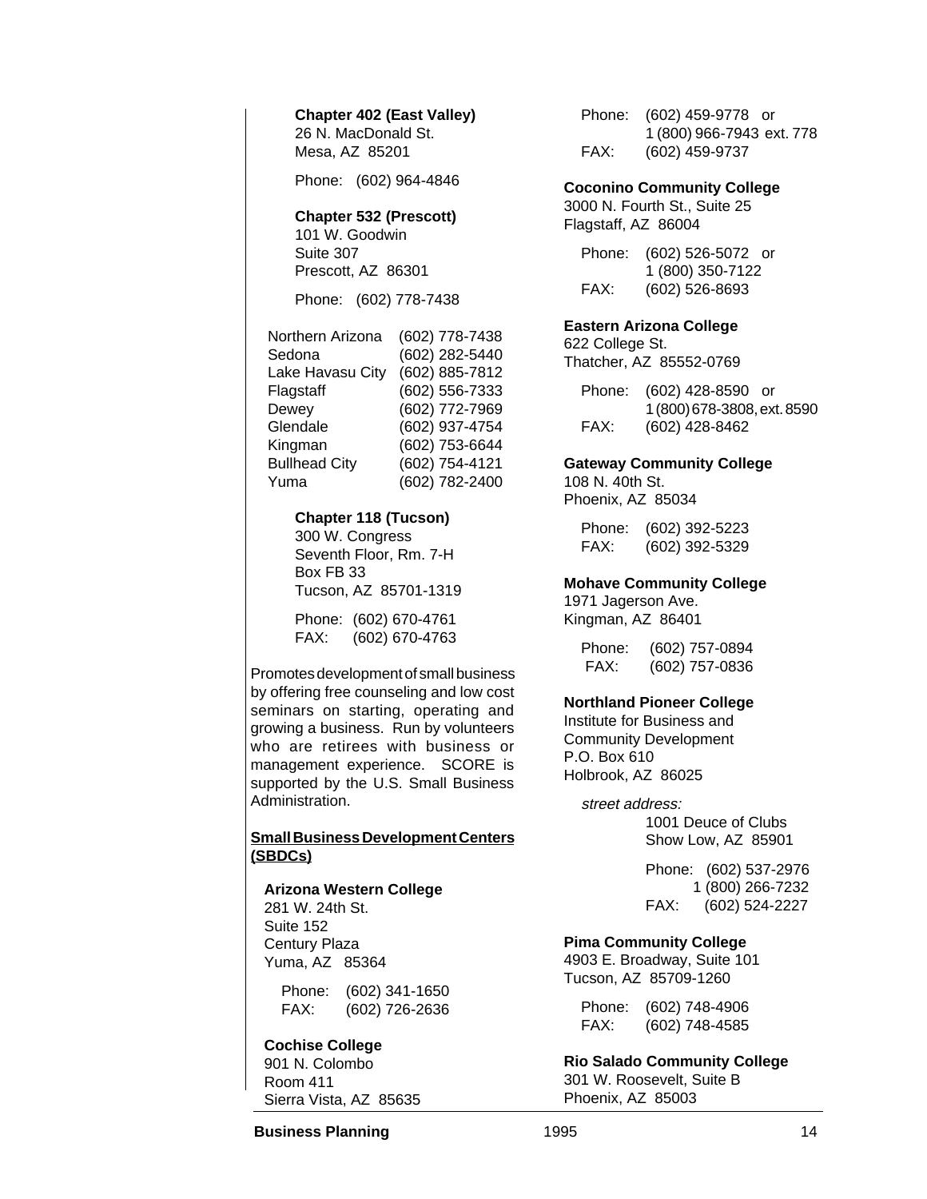**Chapter 402 (East Valley)**
26 N. MacDonald St.
Mesa, AZ 85201

Phone: (602) 964-4846

**Chapter 532 (Prescott)**
101 W. Goodwin
Suite 307
Prescott, AZ 86301

Phone: (602) 778-7438

| | |
|---|---|
| Northern Arizona | (602) 778-7438 |
| Sedona | (602) 282-5440 |
| Lake Havasu City | (602) 885-7812 |
| Flagstaff | (602) 556-7333 |
| Dewey | (602) 772-7969 |
| Glendale | (602) 937-4754 |
| Kingman | (602) 753-6644 |
| Bullhead City | (602) 754-4121 |
| Yuma | (602) 782-2400 |

**Chapter 118 (Tucson)**
300 W. Congress
Seventh Floor, Rm. 7-H
Box FB 33
Tucson, AZ 85701-1319

Phone: (602) 670-4761
FAX: (602) 670-4763

Promotes development of small business by offering free counseling and low cost seminars on starting, operating and growing a business. Run by volunteers who are retirees with business or management experience. SCORE is supported by the U.S. Small Business Administration.

**Small Business Development Centers (SBDCs)**

**Arizona Western College**
281 W. 24th St.
Suite 152
Century Plaza
Yuma, AZ 85364

Phone: (602) 341-1650
FAX: (602) 726-2636

**Cochise College**
901 N. Colombo
Room 411
Sierra Vista, AZ 85635

Phone: (602) 459-9778 or
1 (800) 966-7943 ext. 778
FAX: (602) 459-9737

**Coconino Community College**
3000 N. Fourth St., Suite 25
Flagstaff, AZ 86004

Phone: (602) 526-5072 or
1 (800) 350-7122
FAX: (602) 526-8693

**Eastern Arizona College**
622 College St.
Thatcher, AZ 85552-0769

Phone: (602) 428-8590 or
1 (800) 678-3808, ext. 8590
FAX: (602) 428-8462

**Gateway Community College**
108 N. 40th St.
Phoenix, AZ 85034

Phone: (602) 392-5223
FAX: (602) 392-5329

**Mohave Community College**
1971 Jagerson Ave.
Kingman, AZ 86401

Phone: (602) 757-0894
FAX: (602) 757-0836

**Northland Pioneer College**
Institute for Business and
Community Development
P.O. Box 610
Holbrook, AZ 86025

*street address:*
1001 Deuce of Clubs
Show Low, AZ 85901

Phone: (602) 537-2976
1 (800) 266-7232
FAX: (602) 524-2227

**Pima Community College**
4903 E. Broadway, Suite 101
Tucson, AZ 85709-1260

Phone: (602) 748-4906
FAX: (602) 748-4585

**Rio Salado Community College**
301 W. Roosevelt, Suite B
Phoenix, AZ 85003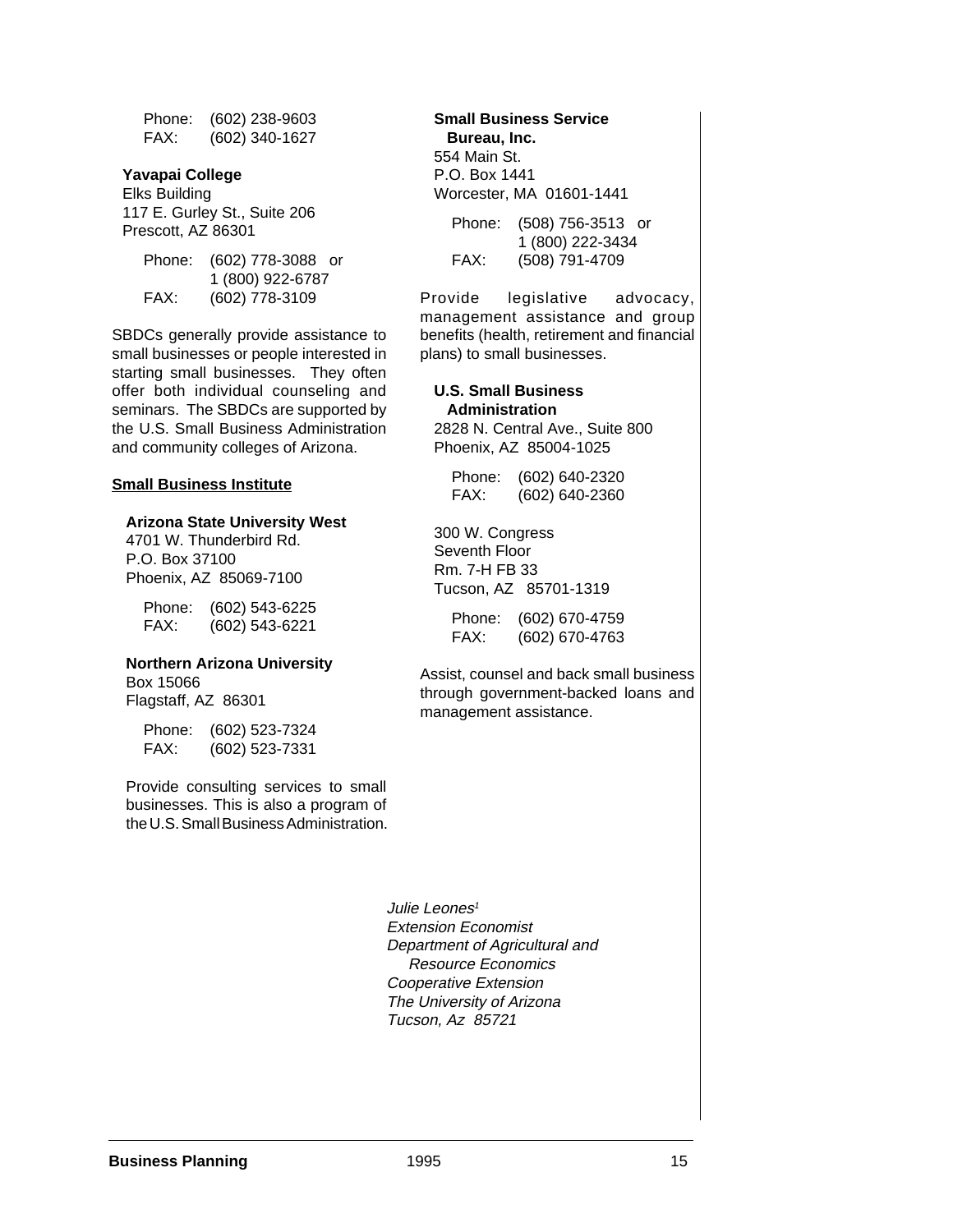Phone: (602) 238-9603
FAX: (602) 340-1627

**Yavapai College**
Elks Building
117 E. Gurley St., Suite 206
Prescott, AZ 86301

Phone: (602) 778-3088 or
1 (800) 922-6787
FAX: (602) 778-3109

SBDCs generally provide assistance to small businesses or people interested in starting small businesses. They often offer both individual counseling and seminars. The SBDCs are supported by the U.S. Small Business Administration and community colleges of Arizona.

**Small Business Institute**

**Arizona State University West**
4701 W. Thunderbird Rd.
P.O. Box 37100
Phoenix, AZ 85069-7100

Phone: (602) 543-6225
FAX: (602) 543-6221

**Northern Arizona University**
Box 15066
Flagstaff, AZ 86301

Phone: (602) 523-7324
FAX: (602) 523-7331

Provide consulting services to small businesses. This is also a program of the U.S. Small Business Administration.

**Small Business Service Bureau, Inc.**
554 Main St.
P.O. Box 1441
Worcester, MA 01601-1441

Phone: (508) 756-3513 or
1 (800) 222-3434
FAX: (508) 791-4709

Provide legislative advocacy, management assistance and group benefits (health, retirement and financial plans) to small businesses.

**U.S. Small Business Administration**
2828 N. Central Ave., Suite 800
Phoenix, AZ 85004-1025

Phone: (602) 640-2320
FAX: (602) 640-2360

300 W. Congress
Seventh Floor
Rm. 7-H FB 33
Tucson, AZ 85701-1319

Phone: (602) 670-4759
FAX: (602) 670-4763

Assist, counsel and back small business through government-backed loans and management assistance.

*Julie Leones[1]*
*Extension Economist*
*Department of Agricultural and Resource Economics*
*Cooperative Extension*
*The University of Arizona*
*Tucson, Az 85721*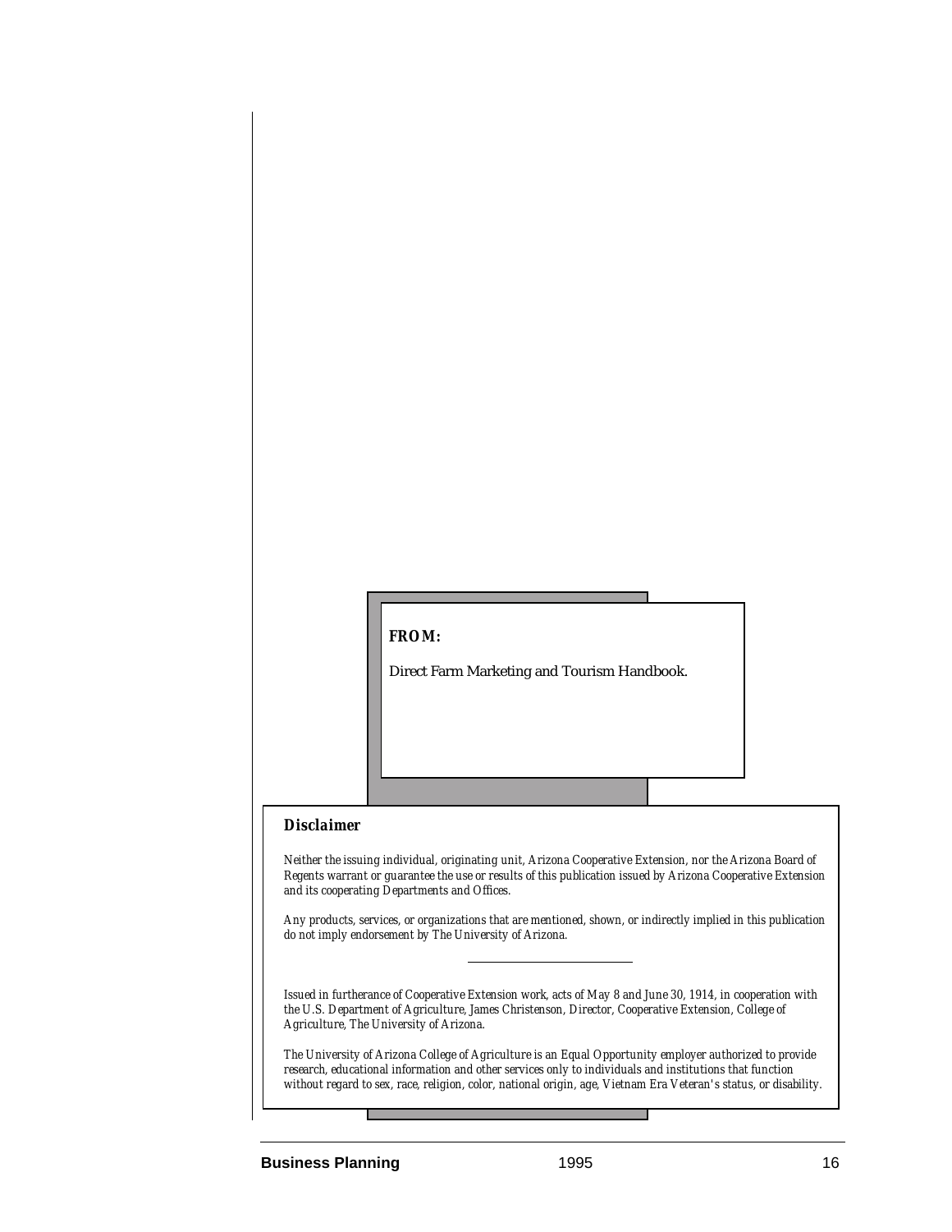**FROM:**

Direct Farm Marketing and Tourism Handbook.

### *Disclaimer*

*Neither the issuing individual, originating unit, Arizona Cooperative Extension, nor the Arizona Board of Regents warrant or guarantee the use or results of this publication issued by Arizona Cooperative Extension and its cooperating Departments and Offices.*

*Any products, services, or organizations that are mentioned, shown, or indirectly implied in this publication do not imply endorsement by The University of Arizona.*

---

*Issued in furtherance of Cooperative Extension work, acts of May 8 and June 30, 1914, in cooperation with the U.S. Department of Agriculture, James Christenson, Director, Cooperative Extension, College of Agriculture, The University of Arizona.*

*The University of Arizona College of Agriculture is an Equal Opportunity employer authorized to provide research, educational information and other services only to individuals and institutions that function without regard to sex, race, religion, color, national origin, age, Vietnam Era Veteran's status, or disability.*